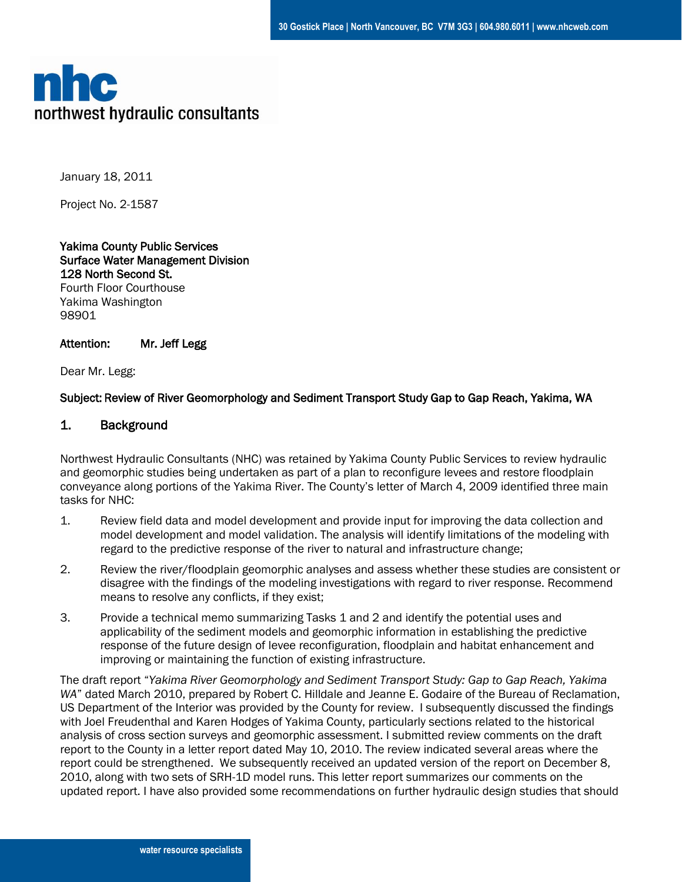nhc
northwest hydraulic consultants

January 18, 2011

Project No. 2-1587

**Yakima County Public Services**
**Surface Water Management Division**
**128 North Second St.**
Fourth Floor Courthouse
Yakima Washington
98901

**Attention:** **Mr. Jeff Legg**

Dear Mr. Legg:

**Subject: Review of River Geomorphology and Sediment Transport Study Gap to Gap Reach, Yakima, WA**

## 1. Background

Northwest Hydraulic Consultants (NHC) was retained by Yakima County Public Services to review hydraulic and geomorphic studies being undertaken as part of a plan to reconfigure levees and restore floodplain conveyance along portions of the Yakima River. The County's letter of March 4, 2009 identified three main tasks for NHC:

1. Review field data and model development and provide input for improving the data collection and model development and model validation. The analysis will identify limitations of the modeling with regard to the predictive response of the river to natural and infrastructure change;
2. Review the river/floodplain geomorphic analyses and assess whether these studies are consistent or disagree with the findings of the modeling investigations with regard to river response. Recommend means to resolve any conflicts, if they exist;
3. Provide a technical memo summarizing Tasks 1 and 2 and identify the potential uses and applicability of the sediment models and geomorphic information in establishing the predictive response of the future design of levee reconfiguration, floodplain and habitat enhancement and improving or maintaining the function of existing infrastructure.

The draft report "*Yakima River Geomorphology and Sediment Transport Study: Gap to Gap Reach, Yakima WA*" dated March 2010, prepared by Robert C. Hilldale and Jeanne E. Godaire of the Bureau of Reclamation, US Department of the Interior was provided by the County for review. I subsequently discussed the findings with Joel Freudenthal and Karen Hodges of Yakima County, particularly sections related to the historical analysis of cross section surveys and geomorphic assessment. I submitted review comments on the draft report to the County in a letter report dated May 10, 2010. The review indicated several areas where the report could be strengthened. We subsequently received an updated version of the report on December 8, 2010, along with two sets of SRH-1D model runs. This letter report summarizes our comments on the updated report. I have also provided some recommendations on further hydraulic design studies that should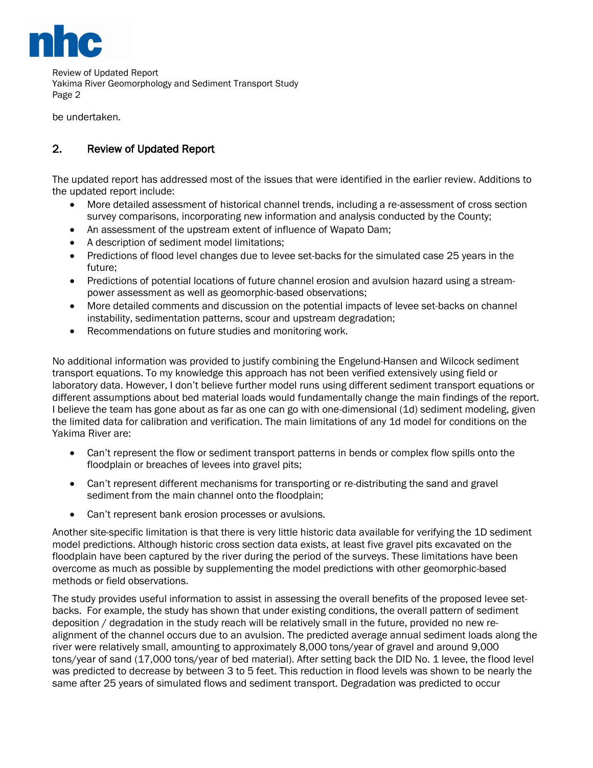be undertaken.

## 2. Review of Updated Report

The updated report has addressed most of the issues that were identified in the earlier review. Additions to the updated report include:

- More detailed assessment of historical channel trends, including a re-assessment of cross section survey comparisons, incorporating new information and analysis conducted by the County;
- An assessment of the upstream extent of influence of Wapato Dam;
- A description of sediment model limitations;
- Predictions of flood level changes due to levee set-backs for the simulated case 25 years in the future;
- Predictions of potential locations of future channel erosion and avulsion hazard using a stream-power assessment as well as geomorphic-based observations;
- More detailed comments and discussion on the potential impacts of levee set-backs on channel instability, sedimentation patterns, scour and upstream degradation;
- Recommendations on future studies and monitoring work.

No additional information was provided to justify combining the Engelund-Hansen and Wilcock sediment transport equations. To my knowledge this approach has not been verified extensively using field or laboratory data. However, I don't believe further model runs using different sediment transport equations or different assumptions about bed material loads would fundamentally change the main findings of the report. I believe the team has gone about as far as one can go with one-dimensional (1d) sediment modeling, given the limited data for calibration and verification. The main limitations of any 1d model for conditions on the Yakima River are:

- Can't represent the flow or sediment transport patterns in bends or complex flow spills onto the floodplain or breaches of levees into gravel pits;
- Can't represent different mechanisms for transporting or re-distributing the sand and gravel sediment from the main channel onto the floodplain;
- Can't represent bank erosion processes or avulsions.

Another site-specific limitation is that there is very little historic data available for verifying the 1D sediment model predictions. Although historic cross section data exists, at least five gravel pits excavated on the floodplain have been captured by the river during the period of the surveys. These limitations have been overcome as much as possible by supplementing the model predictions with other geomorphic-based methods or field observations.

The study provides useful information to assist in assessing the overall benefits of the proposed levee set-backs. For example, the study has shown that under existing conditions, the overall pattern of sediment deposition / degradation in the study reach will be relatively small in the future, provided no new re-alignment of the channel occurs due to an avulsion. The predicted average annual sediment loads along the river were relatively small, amounting to approximately 8,000 tons/year of gravel and around 9,000 tons/year of sand (17,000 tons/year of bed material). After setting back the DID No. 1 levee, the flood level was predicted to decrease by between 3 to 5 feet. This reduction in flood levels was shown to be nearly the same after 25 years of simulated flows and sediment transport. Degradation was predicted to occur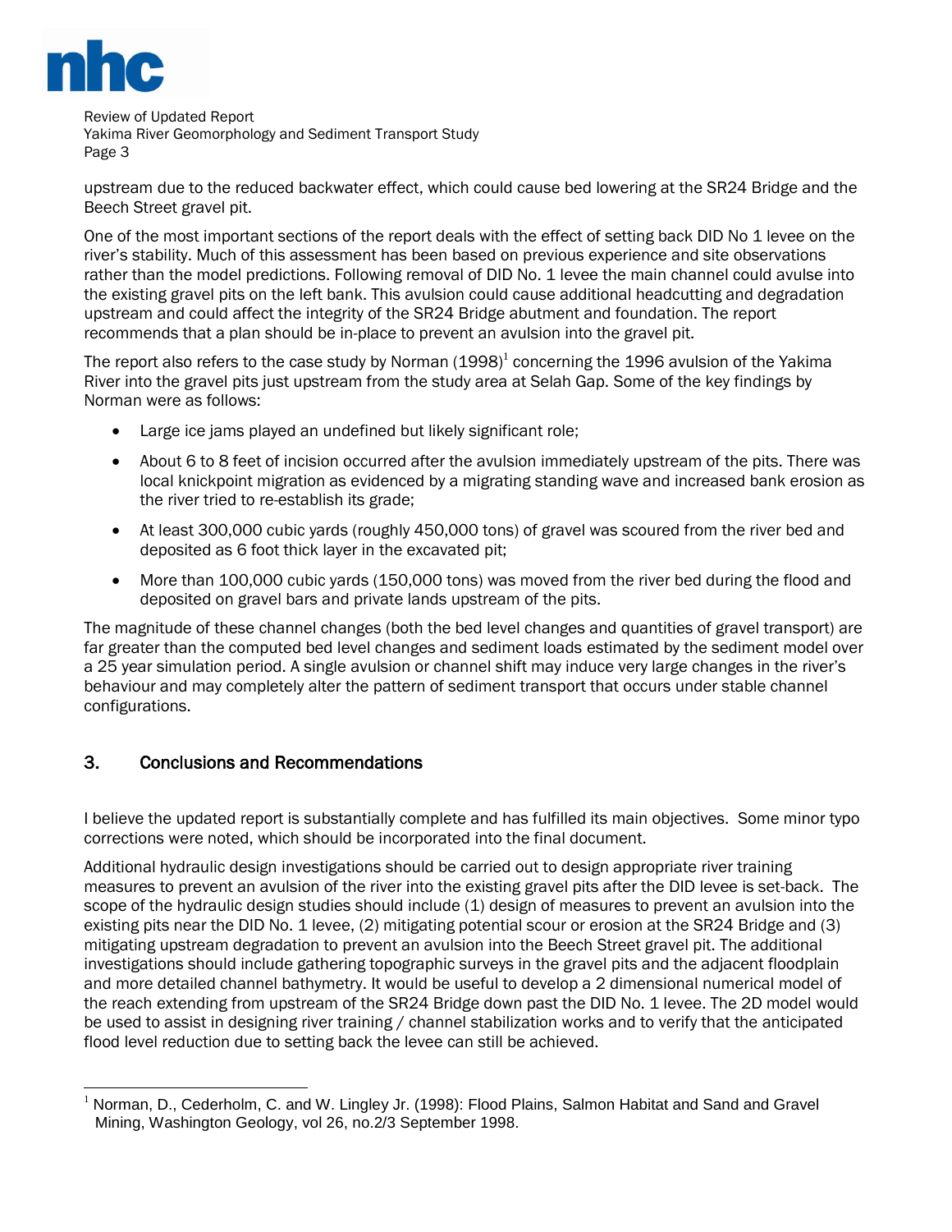upstream due to the reduced backwater effect, which could cause bed lowering at the SR24 Bridge and the Beech Street gravel pit.

One of the most important sections of the report deals with the effect of setting back DID No 1 levee on the river's stability. Much of this assessment has been based on previous experience and site observations rather than the model predictions. Following removal of DID No. 1 levee the main channel could avulse into the existing gravel pits on the left bank. This avulsion could cause additional headcutting and degradation upstream and could affect the integrity of the SR24 Bridge abutment and foundation. The report recommends that a plan should be in-place to prevent an avulsion into the gravel pit.

The report also refers to the case study by Norman (1998)[1] concerning the 1996 avulsion of the Yakima River into the gravel pits just upstream from the study area at Selah Gap. Some of the key findings by Norman were as follows:

- Large ice jams played an undefined but likely significant role;
- About 6 to 8 feet of incision occurred after the avulsion immediately upstream of the pits. There was local knickpoint migration as evidenced by a migrating standing wave and increased bank erosion as the river tried to re-establish its grade;
- At least 300,000 cubic yards (roughly 450,000 tons) of gravel was scoured from the river bed and deposited as 6 foot thick layer in the excavated pit;
- More than 100,000 cubic yards (150,000 tons) was moved from the river bed during the flood and deposited on gravel bars and private lands upstream of the pits.

The magnitude of these channel changes (both the bed level changes and quantities of gravel transport) are far greater than the computed bed level changes and sediment loads estimated by the sediment model over a 25 year simulation period. A single avulsion or channel shift may induce very large changes in the river's behaviour and may completely alter the pattern of sediment transport that occurs under stable channel configurations.

## 3. Conclusions and Recommendations

I believe the updated report is substantially complete and has fulfilled its main objectives. Some minor typo corrections were noted, which should be incorporated into the final document.

Additional hydraulic design investigations should be carried out to design appropriate river training measures to prevent an avulsion of the river into the existing gravel pits after the DID levee is set-back. The scope of the hydraulic design studies should include (1) design of measures to prevent an avulsion into the existing pits near the DID No. 1 levee, (2) mitigating potential scour or erosion at the SR24 Bridge and (3) mitigating upstream degradation to prevent an avulsion into the Beech Street gravel pit. The additional investigations should include gathering topographic surveys in the gravel pits and the adjacent floodplain and more detailed channel bathymetry. It would be useful to develop a 2 dimensional numerical model of the reach extending from upstream of the SR24 Bridge down past the DID No. 1 levee. The 2D model would be used to assist in designing river training / channel stabilization works and to verify that the anticipated flood level reduction due to setting back the levee can still be achieved.

---

[1] Norman, D., Cederholm, C. and W. Lingley Jr. (1998): Flood Plains, Salmon Habitat and Sand and Gravel Mining, Washington Geology, vol 26, no.2/3 September 1998.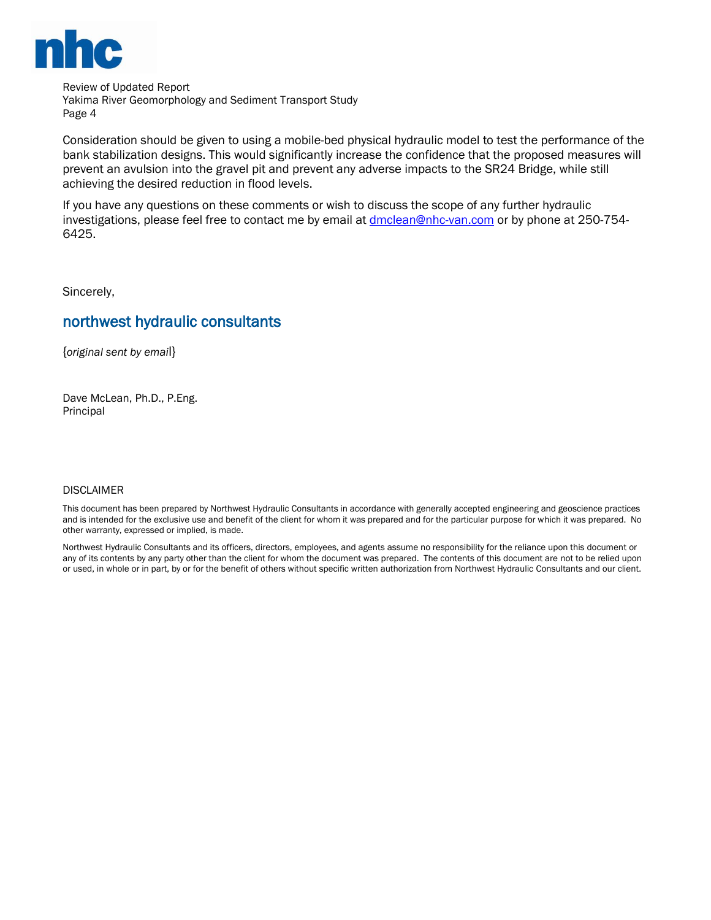Consideration should be given to using a mobile-bed physical hydraulic model to test the performance of the bank stabilization designs. This would significantly increase the confidence that the proposed measures will prevent an avulsion into the gravel pit and prevent any adverse impacts to the SR24 Bridge, while still achieving the desired reduction in flood levels.

If you have any questions on these comments or wish to discuss the scope of any further hydraulic investigations, please feel free to contact me by email at dmclean@nhc-van.com or by phone at 250-754-6425.

Sincerely,

northwest hydraulic consultants

{*original sent by email*}

Dave McLean, Ph.D., P.Eng.
Principal

DISCLAIMER

This document has been prepared by Northwest Hydraulic Consultants in accordance with generally accepted engineering and geoscience practices and is intended for the exclusive use and benefit of the client for whom it was prepared and for the particular purpose for which it was prepared. No other warranty, expressed or implied, is made.

Northwest Hydraulic Consultants and its officers, directors, employees, and agents assume no responsibility for the reliance upon this document or any of its contents by any party other than the client for whom the document was prepared. The contents of this document are not to be relied upon or used, in whole or in part, by or for the benefit of others without specific written authorization from Northwest Hydraulic Consultants and our client.